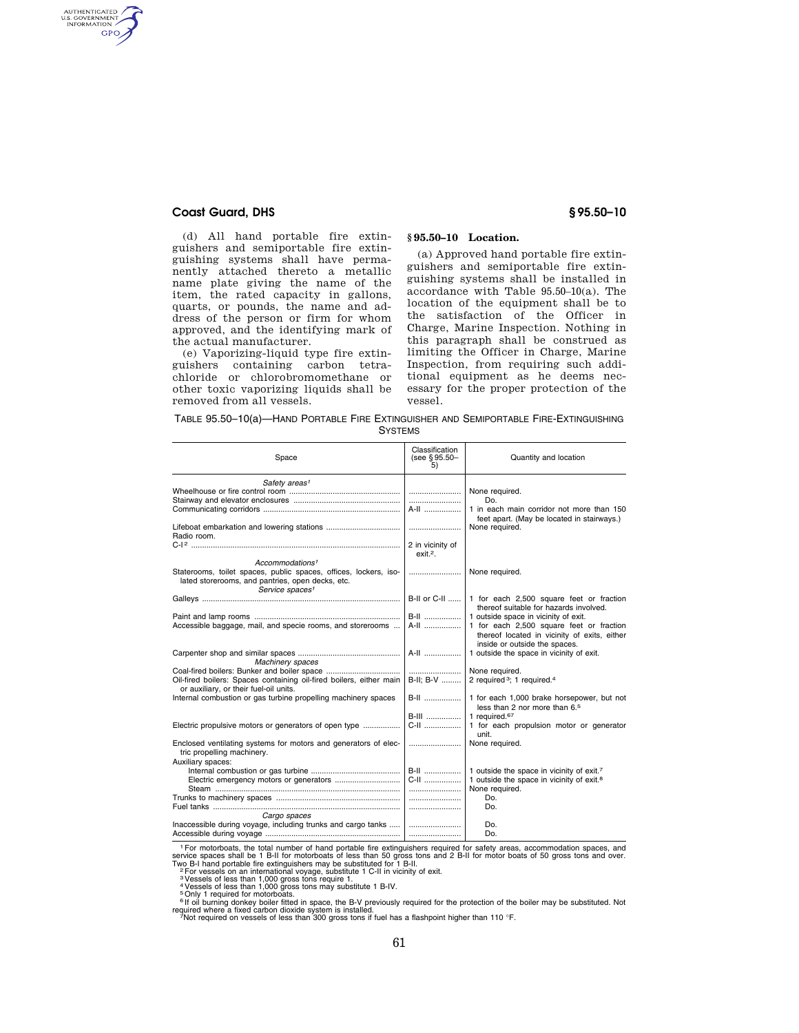(d) All hand portable fire extinguishers and semiportable fire extinguishing systems shall have permanently attached thereto a metallic name plate giving the name of the item, the rated capacity in gallons, quarts, or pounds, the name and address of the person or firm for whom approved, and the identifying mark of the actual manufacturer.

(e) Vaporizing-liquid type fire extinguishers containing carbon tetrachloride or chlorobromomethane or other toxic vaporizing liquids shall be removed from all vessels.

## § 95.50–10 Location.

(a) Approved hand portable fire extinguishers and semiportable fire extinguishing systems shall be installed in accordance with Table 95.50–10(a). The location of the equipment shall be to the satisfaction of the Officer in Charge, Marine Inspection. Nothing in this paragraph shall be construed as limiting the Officer in Charge, Marine Inspection, from requiring such additional equipment as he deems necessary for the proper protection of the vessel.

TABLE 95.50–10(a)—HAND PORTABLE FIRE EXTINGUISHER AND SEMIPORTABLE FIRE-EXTINGUISHING SYSTEMS

| Space | Classification (see § 95.50–5) | Quantity and location |
|---|---|---|
| *Safety areas*[1] | | |
| Wheelhouse or fire control room | | None required. |
| Stairway and elevator enclosures | | Do. |
| Communicating corridors | A-II | 1 in each main corridor not more than 150 feet apart. (May be located in stairways.) |
| Lifeboat embarkation and lowering stations | | None required. |
| Radio room. | | |
| C-I[2] | 2 in vicinity of exit.[2]. | |
| *Accommodations*[1] | | |
| Staterooms, toilet spaces, public spaces, offices, lockers, isolated storerooms, and pantries, open decks, etc. | | None required. |
| *Service spaces*[1] | | |
| Galleys | B-II or C-II | 1 for each 2,500 square feet or fraction thereof suitable for hazards involved. |
| Paint and lamp rooms | B-II | 1 outside space in vicinity of exit. |
| Accessible baggage, mail, and specie rooms, and storerooms | A-II | 1 for each 2,500 square feet or fraction thereof located in vicinity of exits, either inside or outside the spaces. |
| Carpenter shop and similar spaces | A-II | 1 outside the space in vicinity of exit. |
| *Machinery spaces* | | |
| Coal-fired boilers: Bunker and boiler space | | None required. |
| Oil-fired boilers: Spaces containing oil-fired boilers, either main or auxiliary, or their fuel-oil units. | B-II; B-V | 2 required[3]; 1 required.[4] |
| Internal combustion or gas turbine propelling machinery spaces | B-II | 1 for each 1,000 brake horsepower, but not less than 2 nor more than 6.[5] |
| | B-III | 1 required.[6,7] |
| Electric propulsive motors or generators of open type | C-II | 1 for each propulsion motor or generator unit. |
| Enclosed ventilating systems for motors and generators of electric propelling machinery. | | None required. |
| Auxiliary spaces: | | |
| Internal combustion or gas turbine | B-II | 1 outside the space in vicinity of exit.[7] |
| Electric emergency motors or generators | C-II | 1 outside the space in vicinity of exit.[8] |
| Steam | | None required. |
| Trunks to machinery spaces | | Do. |
| Fuel tanks | | Do. |
| *Cargo spaces* | | |
| Inaccessible during voyage, including trunks and cargo tanks | | Do. |
| Accessible during voyage | | Do. |

[1] For motorboats, the total number of hand portable fire extinguishers required for safety areas, accommodation spaces, and service spaces shall be 1 B-II for motorboats of less than 50 gross tons and 2 B-II for motor boats of 50 gross tons and over. Two B-I hand portable fire extinguishers may be substituted for 1 B-II.

[2] For vessels on an international voyage, substitute 1 C-II in vicinity of exit.

[3] Vessels of less than 1,000 gross tons require 1.

[4] Vessels of less than 1,000 gross tons may substitute 1 B-IV.

[5] Only 1 required for motorboats.

[6] If oil burning donkey boiler fitted in space, the B-V previously required for the protection of the boiler may be substituted. Not required where a fixed carbon dioxide system is installed.

[7] Not required on vessels of less than 300 gross tons if fuel has a flashpoint higher than 110 °F.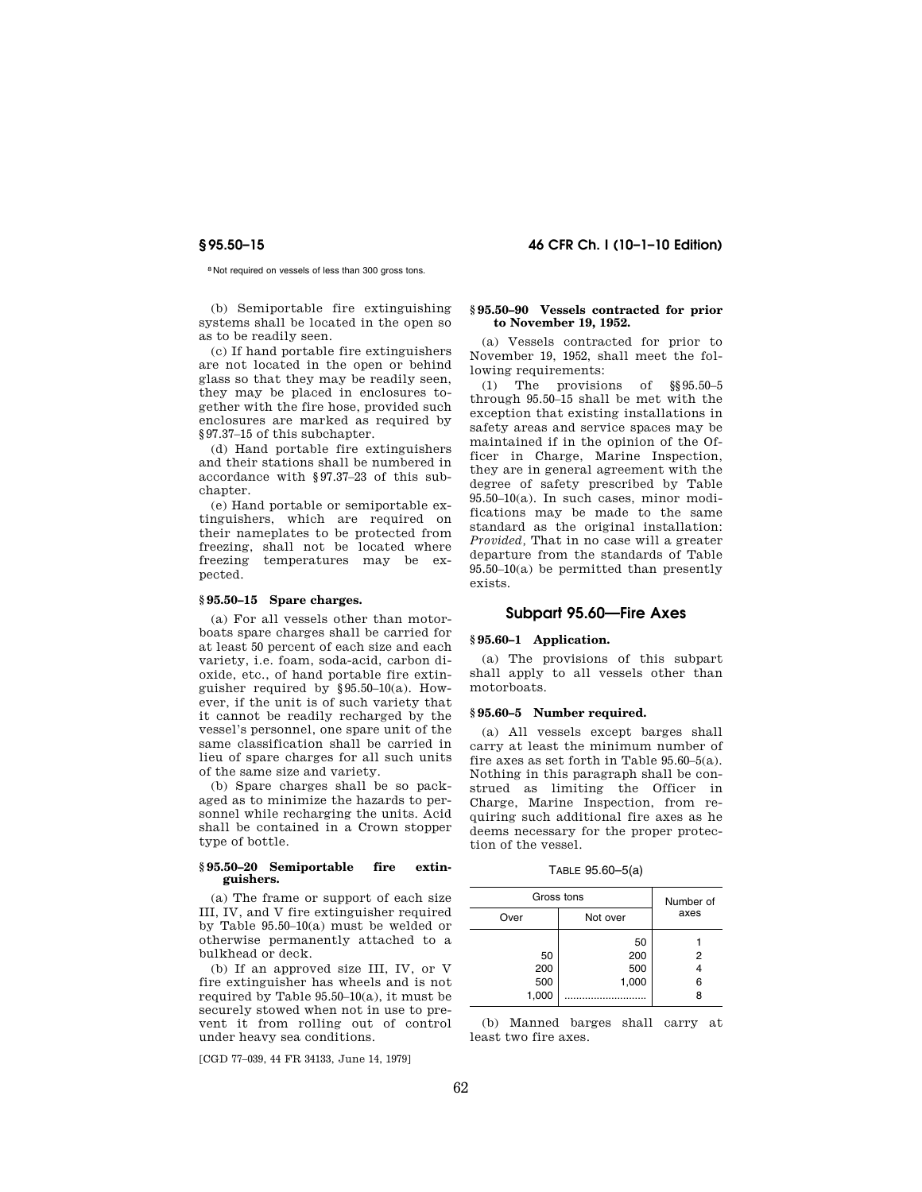[8] Not required on vessels of less than 300 gross tons.

(b) Semiportable fire extinguishing systems shall be located in the open so as to be readily seen.

(c) If hand portable fire extinguishers are not located in the open or behind glass so that they may be readily seen, they may be placed in enclosures together with the fire hose, provided such enclosures are marked as required by §97.37–15 of this subchapter.

(d) Hand portable fire extinguishers and their stations shall be numbered in accordance with §97.37–23 of this subchapter.

(e) Hand portable or semiportable extinguishers, which are required on their nameplates to be protected from freezing, shall not be located where freezing temperatures may be expected.

### § 95.50–15 Spare charges.

(a) For all vessels other than motorboats spare charges shall be carried for at least 50 percent of each size and each variety, i.e. foam, soda-acid, carbon dioxide, etc., of hand portable fire extinguisher required by §95.50–10(a). However, if the unit is of such variety that it cannot be readily recharged by the vessel's personnel, one spare unit of the same classification shall be carried in lieu of spare charges for all such units of the same size and variety.

(b) Spare charges shall be so packaged as to minimize the hazards to personnel while recharging the units. Acid shall be contained in a Crown stopper type of bottle.

### § 95.50–20 Semiportable fire extinguishers.

(a) The frame or support of each size III, IV, and V fire extinguisher required by Table 95.50–10(a) must be welded or otherwise permanently attached to a bulkhead or deck.

(b) If an approved size III, IV, or V fire extinguisher has wheels and is not required by Table 95.50–10(a), it must be securely stowed when not in use to prevent it from rolling out of control under heavy sea conditions.

[CGD 77–039, 44 FR 34133, June 14, 1979]

### § 95.50–90 Vessels contracted for prior to November 19, 1952.

(a) Vessels contracted for prior to November 19, 1952, shall meet the following requirements:

(1) The provisions of §§95.50–5 through 95.50–15 shall be met with the exception that existing installations in safety areas and service spaces may be maintained if in the opinion of the Officer in Charge, Marine Inspection, they are in general agreement with the degree of safety prescribed by Table 95.50–10(a). In such cases, minor modifications may be made to the same standard as the original installation: *Provided*, That in no case will a greater departure from the standards of Table 95.50–10(a) be permitted than presently exists.

## Subpart 95.60—Fire Axes

### § 95.60–1 Application.

(a) The provisions of this subpart shall apply to all vessels other than motorboats.

### § 95.60–5 Number required.

(a) All vessels except barges shall carry at least the minimum number of fire axes as set forth in Table 95.60–5(a). Nothing in this paragraph shall be construed as limiting the Officer in Charge, Marine Inspection, from requiring such additional fire axes as he deems necessary for the proper protection of the vessel.

TABLE 95.60–5(a)

| Gross tons | | Number of axes |
|---|---|---|
| Over | Not over | |
| | 50 | 1 |
| 50 | 200 | 2 |
| 200 | 500 | 4 |
| 500 | 1,000 | 6 |
| 1,000 | ........................... | 8 |

(b) Manned barges shall carry at least two fire axes.